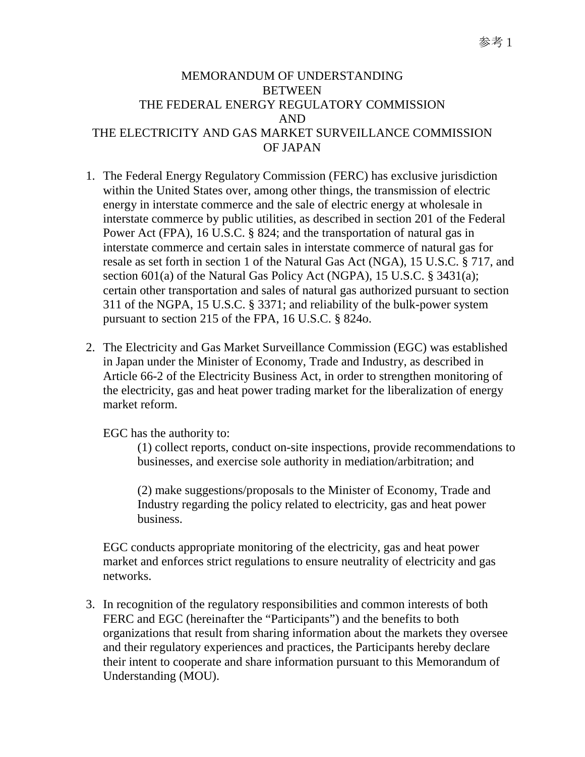参考 1

# MEMORANDUM OF UNDERSTANDING BETWEEN THE FEDERAL ENERGY REGULATORY COMMISSION AND THE ELECTRICITY AND GAS MARKET SURVEILLANCE COMMISSION OF JAPAN

1. The Federal Energy Regulatory Commission (FERC) has exclusive jurisdiction within the United States over, among other things, the transmission of electric energy in interstate commerce and the sale of electric energy at wholesale in interstate commerce by public utilities, as described in section 201 of the Federal Power Act (FPA), 16 U.S.C. § 824; and the transportation of natural gas in interstate commerce and certain sales in interstate commerce of natural gas for resale as set forth in section 1 of the Natural Gas Act (NGA), 15 U.S.C. § 717, and section 601(a) of the Natural Gas Policy Act (NGPA), 15 U.S.C. § 3431(a); certain other transportation and sales of natural gas authorized pursuant to section 311 of the NGPA, 15 U.S.C. § 3371; and reliability of the bulk-power system pursuant to section 215 of the FPA, 16 U.S.C. § 824o.

2. The Electricity and Gas Market Surveillance Commission (EGC) was established in Japan under the Minister of Economy, Trade and Industry, as described in Article 66-2 of the Electricity Business Act, in order to strengthen monitoring of the electricity, gas and heat power trading market for the liberalization of energy market reform.

   EGC has the authority to:

   (1) collect reports, conduct on-site inspections, provide recommendations to businesses, and exercise sole authority in mediation/arbitration; and

   (2) make suggestions/proposals to the Minister of Economy, Trade and Industry regarding the policy related to electricity, gas and heat power business.

   EGC conducts appropriate monitoring of the electricity, gas and heat power market and enforces strict regulations to ensure neutrality of electricity and gas networks.

3. In recognition of the regulatory responsibilities and common interests of both FERC and EGC (hereinafter the "Participants") and the benefits to both organizations that result from sharing information about the markets they oversee and their regulatory experiences and practices, the Participants hereby declare their intent to cooperate and share information pursuant to this Memorandum of Understanding (MOU).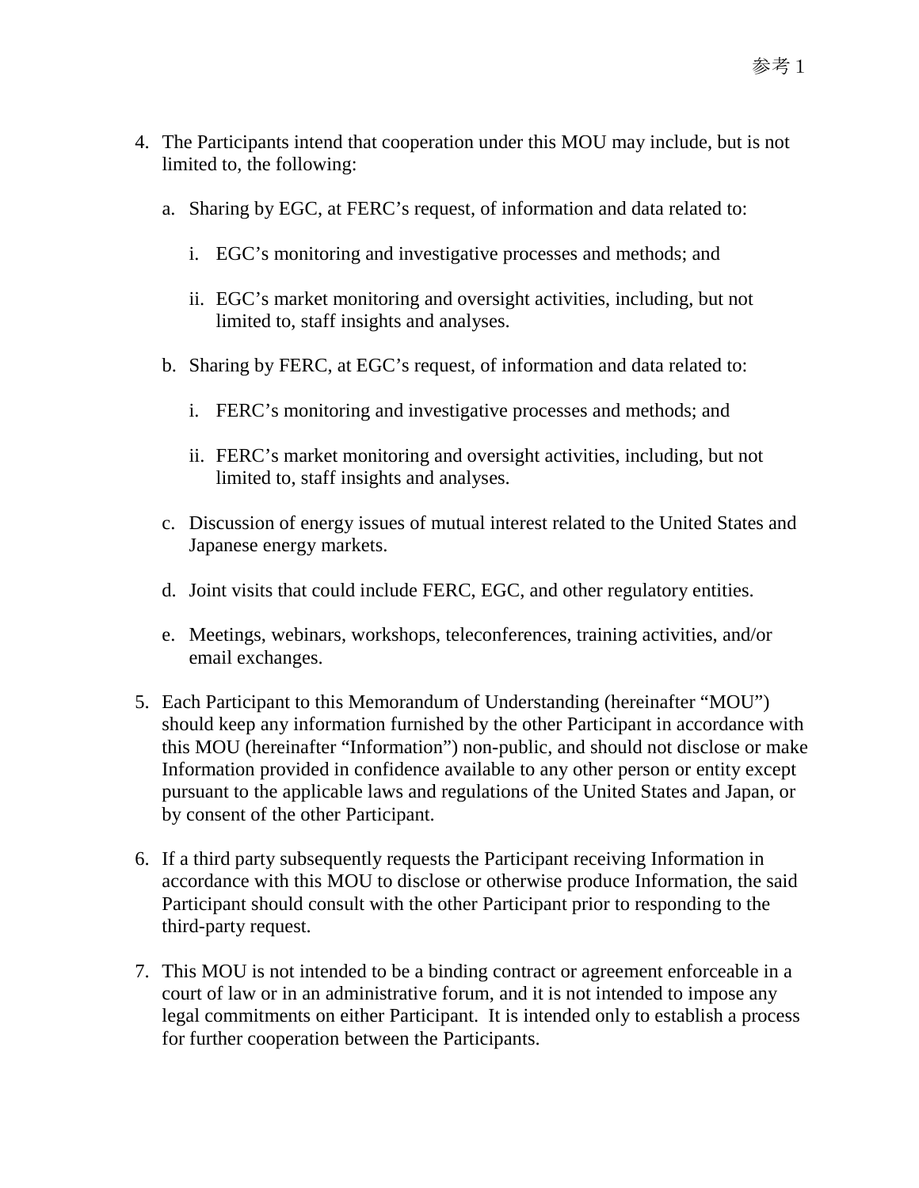4. The Participants intend that cooperation under this MOU may include, but is not limited to, the following:

   a. Sharing by EGC, at FERC's request, of information and data related to:

      i. EGC's monitoring and investigative processes and methods; and

      ii. EGC's market monitoring and oversight activities, including, but not limited to, staff insights and analyses.

   b. Sharing by FERC, at EGC's request, of information and data related to:

      i. FERC's monitoring and investigative processes and methods; and

      ii. FERC's market monitoring and oversight activities, including, but not limited to, staff insights and analyses.

   c. Discussion of energy issues of mutual interest related to the United States and Japanese energy markets.

   d. Joint visits that could include FERC, EGC, and other regulatory entities.

   e. Meetings, webinars, workshops, teleconferences, training activities, and/or email exchanges.

5. Each Participant to this Memorandum of Understanding (hereinafter "MOU") should keep any information furnished by the other Participant in accordance with this MOU (hereinafter "Information") non-public, and should not disclose or make Information provided in confidence available to any other person or entity except pursuant to the applicable laws and regulations of the United States and Japan, or by consent of the other Participant.

6. If a third party subsequently requests the Participant receiving Information in accordance with this MOU to disclose or otherwise produce Information, the said Participant should consult with the other Participant prior to responding to the third-party request.

7. This MOU is not intended to be a binding contract or agreement enforceable in a court of law or in an administrative forum, and it is not intended to impose any legal commitments on either Participant. It is intended only to establish a process for further cooperation between the Participants.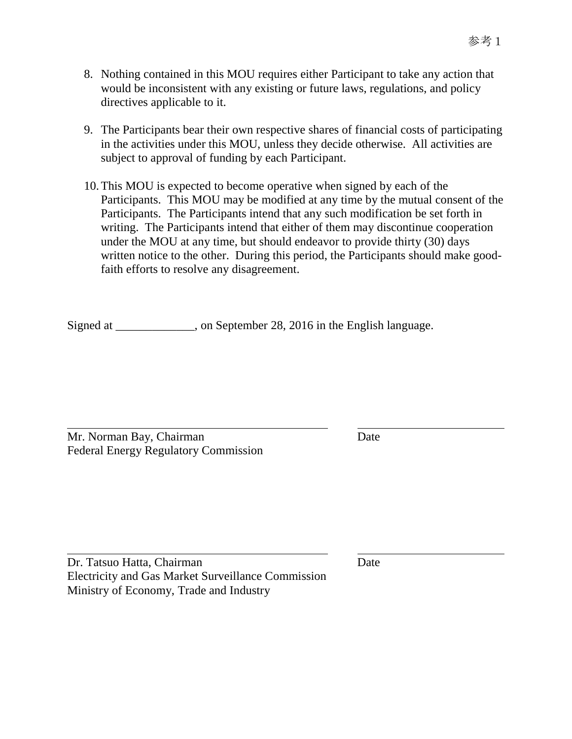8. Nothing contained in this MOU requires either Participant to take any action that would be inconsistent with any existing or future laws, regulations, and policy directives applicable to it.

9. The Participants bear their own respective shares of financial costs of participating in the activities under this MOU, unless they decide otherwise. All activities are subject to approval of funding by each Participant.

10. This MOU is expected to become operative when signed by each of the Participants. This MOU may be modified at any time by the mutual consent of the Participants. The Participants intend that any such modification be set forth in writing. The Participants intend that either of them may discontinue cooperation under the MOU at any time, but should endeavor to provide thirty (30) days written notice to the other. During this period, the Participants should make good-faith efforts to resolve any disagreement.

Signed at _____________, on September 28, 2016 in the English language.

\_\_\_\_\_\_\_\_\_\_\_\_\_\_\_\_\_\_\_\_\_\_\_\_\_\_\_\_\_\_\_\_\_\_\_\_\_\_\_\_ \_\_\_\_\_\_\_\_\_\_\_\_\_\_\_\_\_\_\_\_\_\_\_\_

Mr. Norman Bay, Chairman — Date
Federal Energy Regulatory Commission

\_\_\_\_\_\_\_\_\_\_\_\_\_\_\_\_\_\_\_\_\_\_\_\_\_\_\_\_\_\_\_\_\_\_\_\_\_\_\_\_ \_\_\_\_\_\_\_\_\_\_\_\_\_\_\_\_\_\_\_\_\_\_\_\_

Dr. Tatsuo Hatta, Chairman — Date
Electricity and Gas Market Surveillance Commission
Ministry of Economy, Trade and Industry